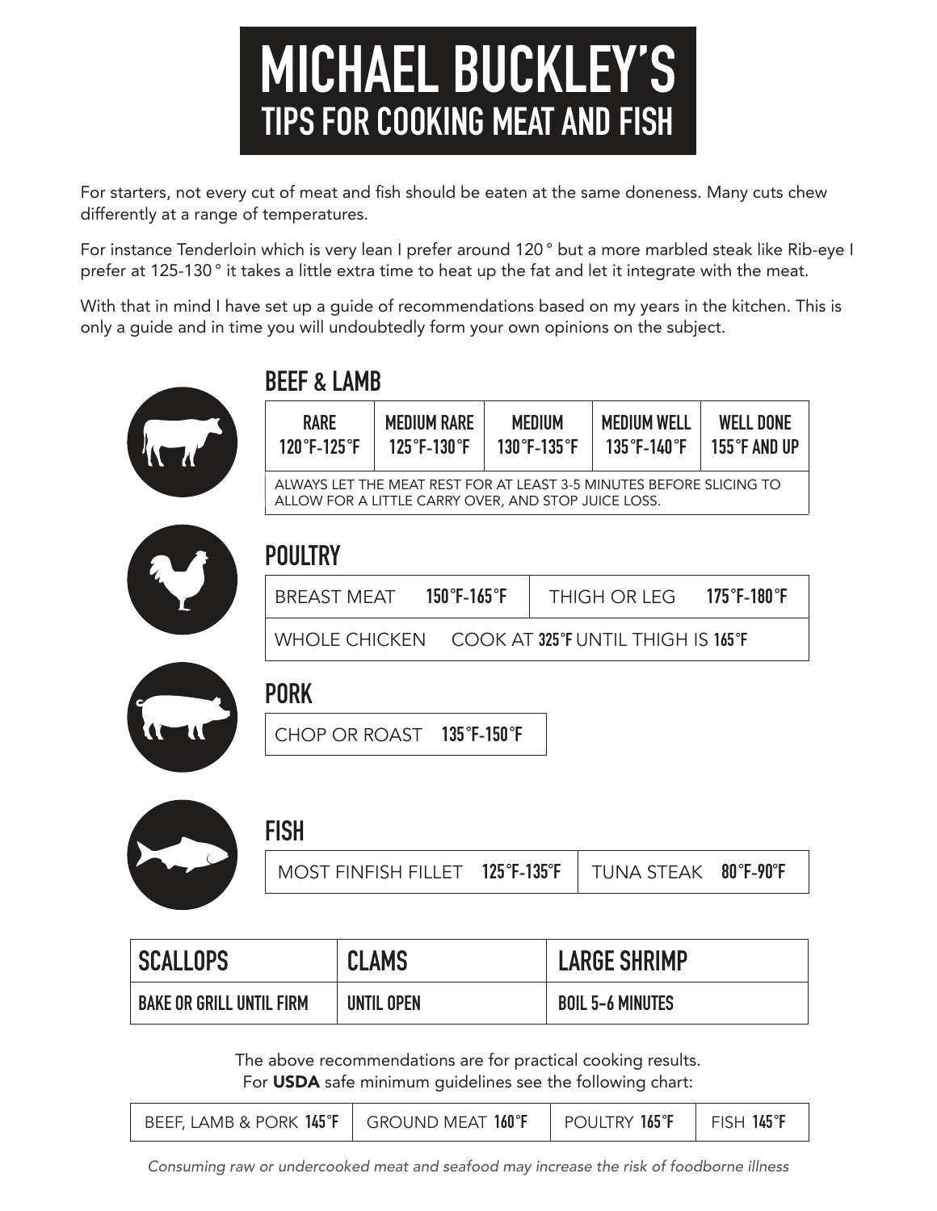# MICHAEL BUCKLEY'S
## TIPS FOR COOKING MEAT AND FISH

For starters, not every cut of meat and fish should be eaten at the same doneness. Many cuts chew differently at a range of temperatures.

For instance Tenderloin which is very lean I prefer around 120° but a more marbled steak like Rib-eye I prefer at 125-130° it takes a little extra time to heat up the fat and let it integrate with the meat.

With that in mind I have set up a guide of recommendations based on my years in the kitchen. This is only a guide and in time you will undoubtedly form your own opinions on the subject.

### BEEF & LAMB

| RARE | MEDIUM RARE | MEDIUM | MEDIUM WELL | WELL DONE |
|---|---|---|---|---|
| 120°F-125°F | 125°F-130°F | 130°F-135°F | 135°F-140°F | 155°F AND UP |

ALWAYS LET THE MEAT REST FOR AT LEAST 3-5 MINUTES BEFORE SLICING TO ALLOW FOR A LITTLE CARRY OVER, AND STOP JUICE LOSS.

### POULTRY

| BREAST MEAT **150°F-165°F** | THIGH OR LEG **175°F-180°F** |
|---|---|
| WHOLE CHICKEN COOK AT **325°F** UNTIL THIGH IS **165°F** | |

### PORK

| CHOP OR ROAST **135°F-150°F** |
|---|

### FISH

| MOST FINFISH FILLET **125°F-135°F** | TUNA STEAK **80°F-90°F** |
|---|---|

| SCALLOPS | CLAMS | LARGE SHRIMP |
|---|---|---|
| BAKE OR GRILL UNTIL FIRM | UNTIL OPEN | BOIL 5-6 MINUTES |

The above recommendations are for practical cooking results.
For **USDA** safe minimum guidelines see the following chart:

| BEEF, LAMB & PORK **145°F** | GROUND MEAT **160°F** | POULTRY **165°F** | FISH **145°F** |
|---|---|---|---|

*Consuming raw or undercooked meat and seafood may increase the risk of foodborne illness*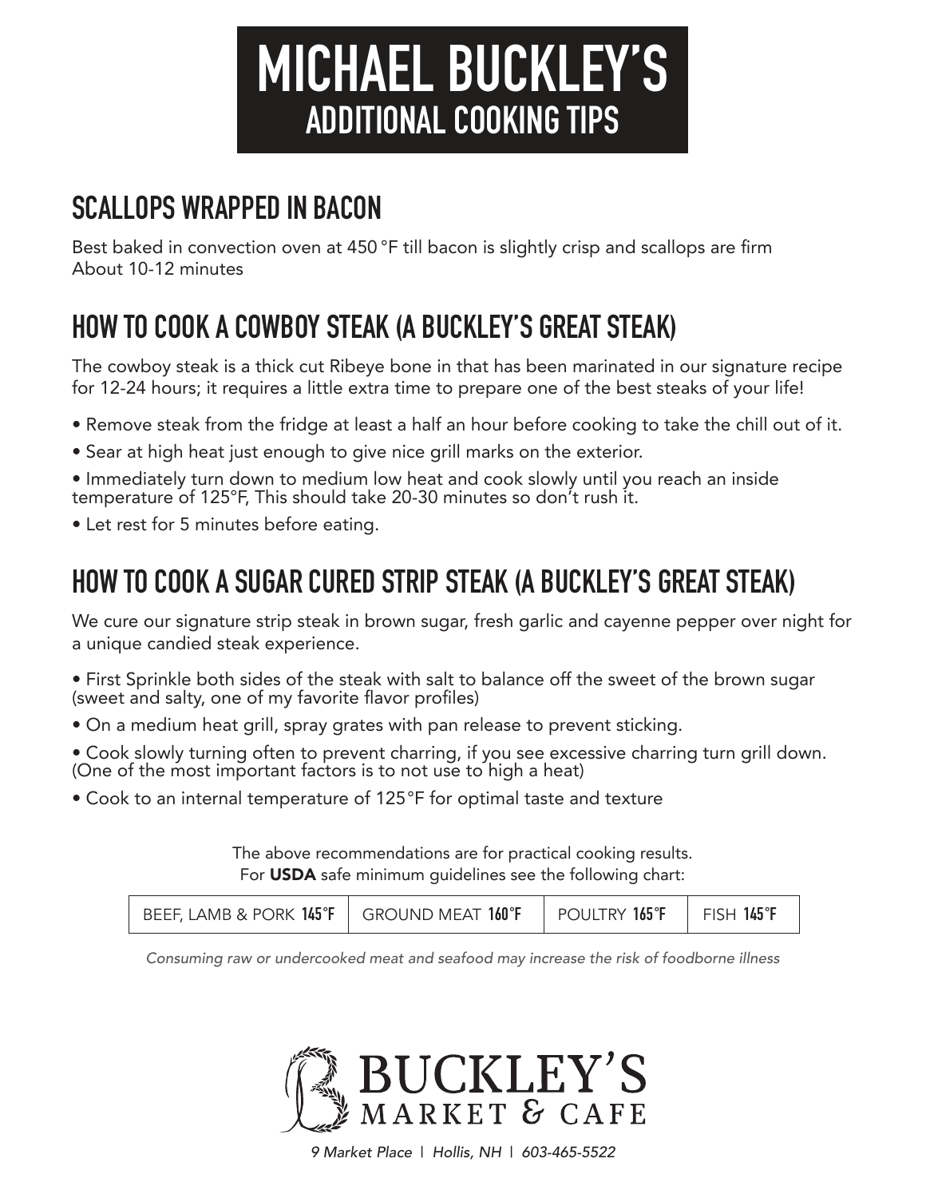# MICHAEL BUCKLEY'S
## ADDITIONAL COOKING TIPS

## SCALLOPS WRAPPED IN BACON

Best baked in convection oven at 450 °F till bacon is slightly crisp and scallops are firm
About 10-12 minutes

## HOW TO COOK A COWBOY STEAK (A BUCKLEY'S GREAT STEAK)

The cowboy steak is a thick cut Ribeye bone in that has been marinated in our signature recipe for 12-24 hours; it requires a little extra time to prepare one of the best steaks of your life!

- Remove steak from the fridge at least a half an hour before cooking to take the chill out of it.
- Sear at high heat just enough to give nice grill marks on the exterior.
- Immediately turn down to medium low heat and cook slowly until you reach an inside temperature of 125°F, This should take 20-30 minutes so don't rush it.
- Let rest for 5 minutes before eating.

## HOW TO COOK A SUGAR CURED STRIP STEAK (A BUCKLEY'S GREAT STEAK)

We cure our signature strip steak in brown sugar, fresh garlic and cayenne pepper over night for a unique candied steak experience.

- First Sprinkle both sides of the steak with salt to balance off the sweet of the brown sugar (sweet and salty, one of my favorite flavor profiles)
- On a medium heat grill, spray grates with pan release to prevent sticking.
- Cook slowly turning often to prevent charring, if you see excessive charring turn grill down. (One of the most important factors is to not use to high a heat)
- Cook to an internal temperature of 125°F for optimal taste and texture

The above recommendations are for practical cooking results.
For **USDA** safe minimum guidelines see the following chart:

| | | | |
|---|---|---|---|
| BEEF, LAMB & PORK **145°F** | GROUND MEAT **160°F** | POULTRY **165°F** | FISH **145°F** |

*Consuming raw or undercooked meat and seafood may increase the risk of foodborne illness*

BUCKLEY'S
MARKET & CAFE

*9 Market Place | Hollis, NH | 603-465-5522*